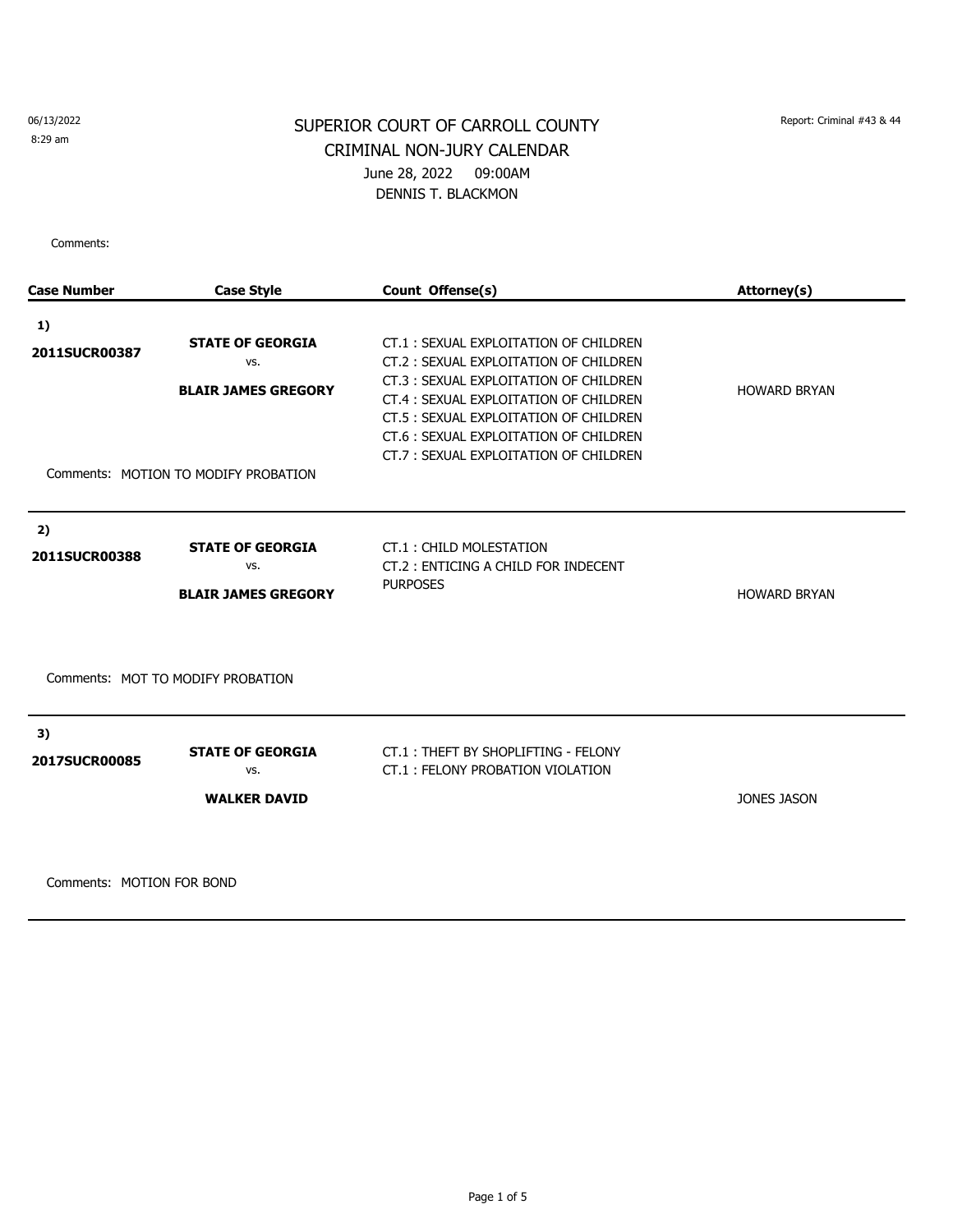06/13/2022
8:29 am

Report: Criminal #43 & 44

# SUPERIOR COURT OF CARROLL COUNTY

## CRIMINAL NON-JURY CALENDAR

June 28, 2022 09:00AM

DENNIS T. BLACKMON

Comments:

| Case Number | Case Style | Count Offense(s) | Attorney(s) |
|---|---|---|---|
| **1)** **2011SUCR00387** | **STATE OF GEORGIA** vs. **BLAIR JAMES GREGORY** | CT.1 : SEXUAL EXPLOITATION OF CHILDREN<br>CT.2 : SEXUAL EXPLOITATION OF CHILDREN<br>CT.3 : SEXUAL EXPLOITATION OF CHILDREN<br>CT.4 : SEXUAL EXPLOITATION OF CHILDREN<br>CT.5 : SEXUAL EXPLOITATION OF CHILDREN<br>CT.6 : SEXUAL EXPLOITATION OF CHILDREN<br>CT.7 : SEXUAL EXPLOITATION OF CHILDREN | HOWARD BRYAN |
| Comments: MOTION TO MODIFY PROBATION | | | |
| **2)** **2011SUCR00388** | **STATE OF GEORGIA** vs. **BLAIR JAMES GREGORY** | CT.1 : CHILD MOLESTATION<br>CT.2 : ENTICING A CHILD FOR INDECENT PURPOSES | HOWARD BRYAN |
| Comments: MOT TO MODIFY PROBATION | | | |
| **3)** **2017SUCR00085** | **STATE OF GEORGIA** vs. **WALKER DAVID** | CT.1 : THEFT BY SHOPLIFTING - FELONY<br>CT.1 : FELONY PROBATION VIOLATION | JONES JASON |
| Comments: MOTION FOR BOND | | | |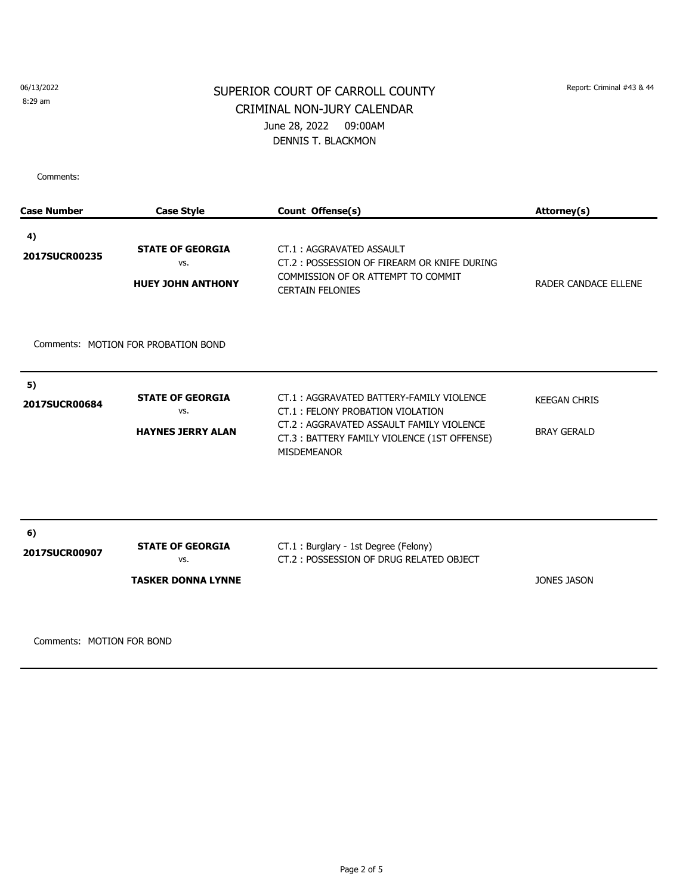06/13/2022
8:29 am

Report: Criminal #43 & 44

# SUPERIOR COURT OF CARROLL COUNTY
## CRIMINAL NON-JURY CALENDAR
June 28, 2022 09:00AM
DENNIS T. BLACKMON

Comments:

| Case Number | Case Style | Count Offense(s) | Attorney(s) |
|---|---|---|---|
| **4)** **2017SUCR00235** | **STATE OF GEORGIA** vs. **HUEY JOHN ANTHONY** | CT.1 : AGGRAVATED ASSAULT<br>CT.2 : POSSESSION OF FIREARM OR KNIFE DURING COMMISSION OF OR ATTEMPT TO COMMIT CERTAIN FELONIES | RADER CANDACE ELLENE |

Comments: MOTION FOR PROBATION BOND

| Case Number | Case Style | Count Offense(s) | Attorney(s) |
|---|---|---|---|
| **5)** **2017SUCR00684** | **STATE OF GEORGIA** vs. **HAYNES JERRY ALAN** | CT.1 : AGGRAVATED BATTERY-FAMILY VIOLENCE<br>CT.1 : FELONY PROBATION VIOLATION<br>CT.2 : AGGRAVATED ASSAULT FAMILY VIOLENCE<br>CT.3 : BATTERY FAMILY VIOLENCE (1ST OFFENSE) MISDEMEANOR | KEEGAN CHRIS<br>BRAY GERALD |

| Case Number | Case Style | Count Offense(s) | Attorney(s) |
|---|---|---|---|
| **6)** **2017SUCR00907** | **STATE OF GEORGIA** vs. **TASKER DONNA LYNNE** | CT.1 : Burglary - 1st Degree (Felony)<br>CT.2 : POSSESSION OF DRUG RELATED OBJECT | JONES JASON |

Comments: MOTION FOR BOND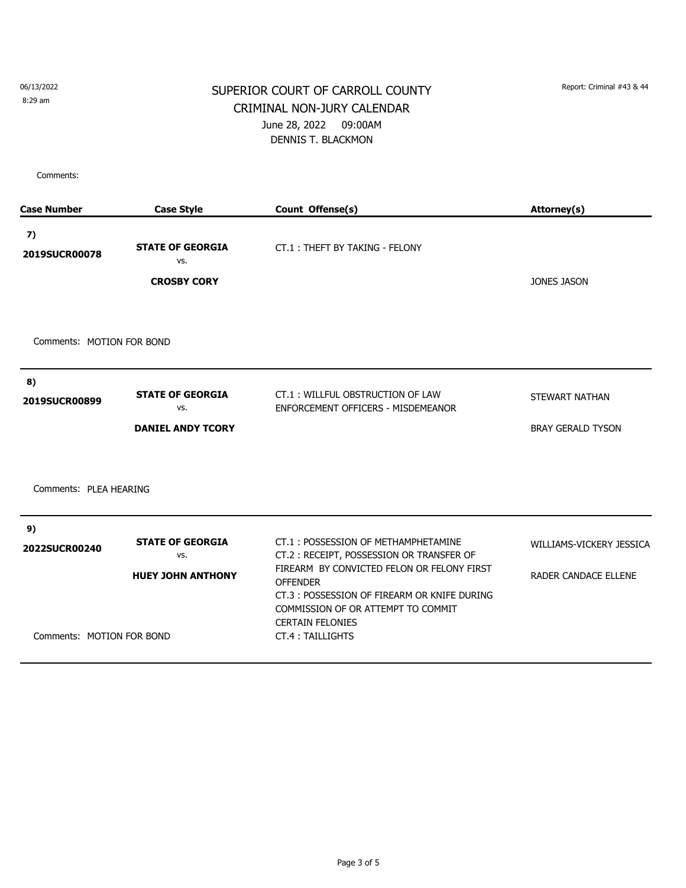06/13/2022
8:29 am

# SUPERIOR COURT OF CARROLL COUNTY
## CRIMINAL NON-JURY CALENDAR
June 28, 2022 09:00AM
DENNIS T. BLACKMON

Report: Criminal #43 & 44

Comments:

| Case Number | Case Style | Count Offense(s) | Attorney(s) |
|---|---|---|---|
| **7)** **2019SUCR00078** | **STATE OF GEORGIA** vs. **CROSBY CORY** | CT.1 : THEFT BY TAKING - FELONY | JONES JASON |
| Comments: MOTION FOR BOND | | | |
| **8)** **2019SUCR00899** | **STATE OF GEORGIA** vs. **DANIEL ANDY TCORY** | CT.1 : WILLFUL OBSTRUCTION OF LAW ENFORCEMENT OFFICERS - MISDEMEANOR | STEWART NATHAN<br>BRAY GERALD TYSON |
| Comments: PLEA HEARING | | | |
| **9)** **2022SUCR00240** | **STATE OF GEORGIA** vs. **HUEY JOHN ANTHONY** | CT.1 : POSSESSION OF METHAMPHETAMINE<br>CT.2 : RECEIPT, POSSESSION OR TRANSFER OF FIREARM BY CONVICTED FELON OR FELONY FIRST OFFENDER<br>CT.3 : POSSESSION OF FIREARM OR KNIFE DURING COMMISSION OF OR ATTEMPT TO COMMIT CERTAIN FELONIES<br>CT.4 : TAILLIGHTS | WILLIAMS-VICKERY JESSICA<br>RADER CANDACE ELLENE |
| Comments: MOTION FOR BOND | | | |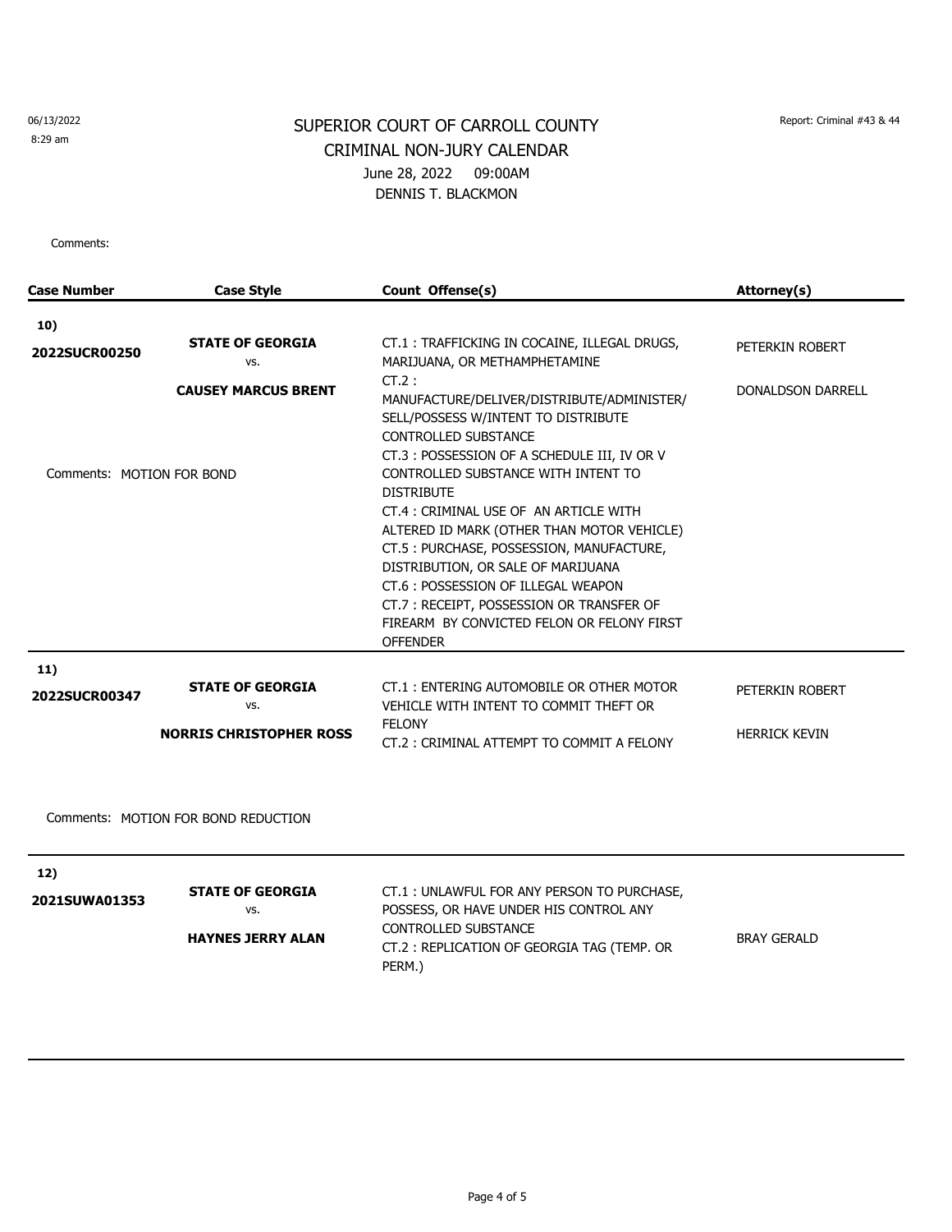06/13/2022
8:29 am

# SUPERIOR COURT OF CARROLL COUNTY

## CRIMINAL NON-JURY CALENDAR

June 28, 2022 09:00AM

DENNIS T. BLACKMON

Report: Criminal #43 & 44

Comments:

| Case Number | Case Style | Count Offense(s) | Attorney(s) |
|---|---|---|---|
| **10)** **2022SUCR00250** | **STATE OF GEORGIA** vs. **CAUSEY MARCUS BRENT** | CT.1 : TRAFFICKING IN COCAINE, ILLEGAL DRUGS, MARIJUANA, OR METHAMPHETAMINE<br>CT.2 : MANUFACTURE/DELIVER/DISTRIBUTE/ADMINISTER/ SELL/POSSESS W/INTENT TO DISTRIBUTE CONTROLLED SUBSTANCE<br>CT.3 : POSSESSION OF A SCHEDULE III, IV OR V CONTROLLED SUBSTANCE WITH INTENT TO DISTRIBUTE<br>CT.4 : CRIMINAL USE OF AN ARTICLE WITH ALTERED ID MARK (OTHER THAN MOTOR VEHICLE)<br>CT.5 : PURCHASE, POSSESSION, MANUFACTURE, DISTRIBUTION, OR SALE OF MARIJUANA<br>CT.6 : POSSESSION OF ILLEGAL WEAPON<br>CT.7 : RECEIPT, POSSESSION OR TRANSFER OF FIREARM BY CONVICTED FELON OR FELONY FIRST OFFENDER | PETERKIN ROBERT<br>DONALDSON DARRELL |
| Comments: MOTION FOR BOND | | | |
| **11)** **2022SUCR00347** | **STATE OF GEORGIA** vs. **NORRIS CHRISTOPHER ROSS** | CT.1 : ENTERING AUTOMOBILE OR OTHER MOTOR VEHICLE WITH INTENT TO COMMIT THEFT OR FELONY<br>CT.2 : CRIMINAL ATTEMPT TO COMMIT A FELONY | PETERKIN ROBERT<br>HERRICK KEVIN |
| Comments: MOTION FOR BOND REDUCTION | | | |
| **12)** **2021SUWA01353** | **STATE OF GEORGIA** vs. **HAYNES JERRY ALAN** | CT.1 : UNLAWFUL FOR ANY PERSON TO PURCHASE, POSSESS, OR HAVE UNDER HIS CONTROL ANY CONTROLLED SUBSTANCE<br>CT.2 : REPLICATION OF GEORGIA TAG (TEMP. OR PERM.) | BRAY GERALD |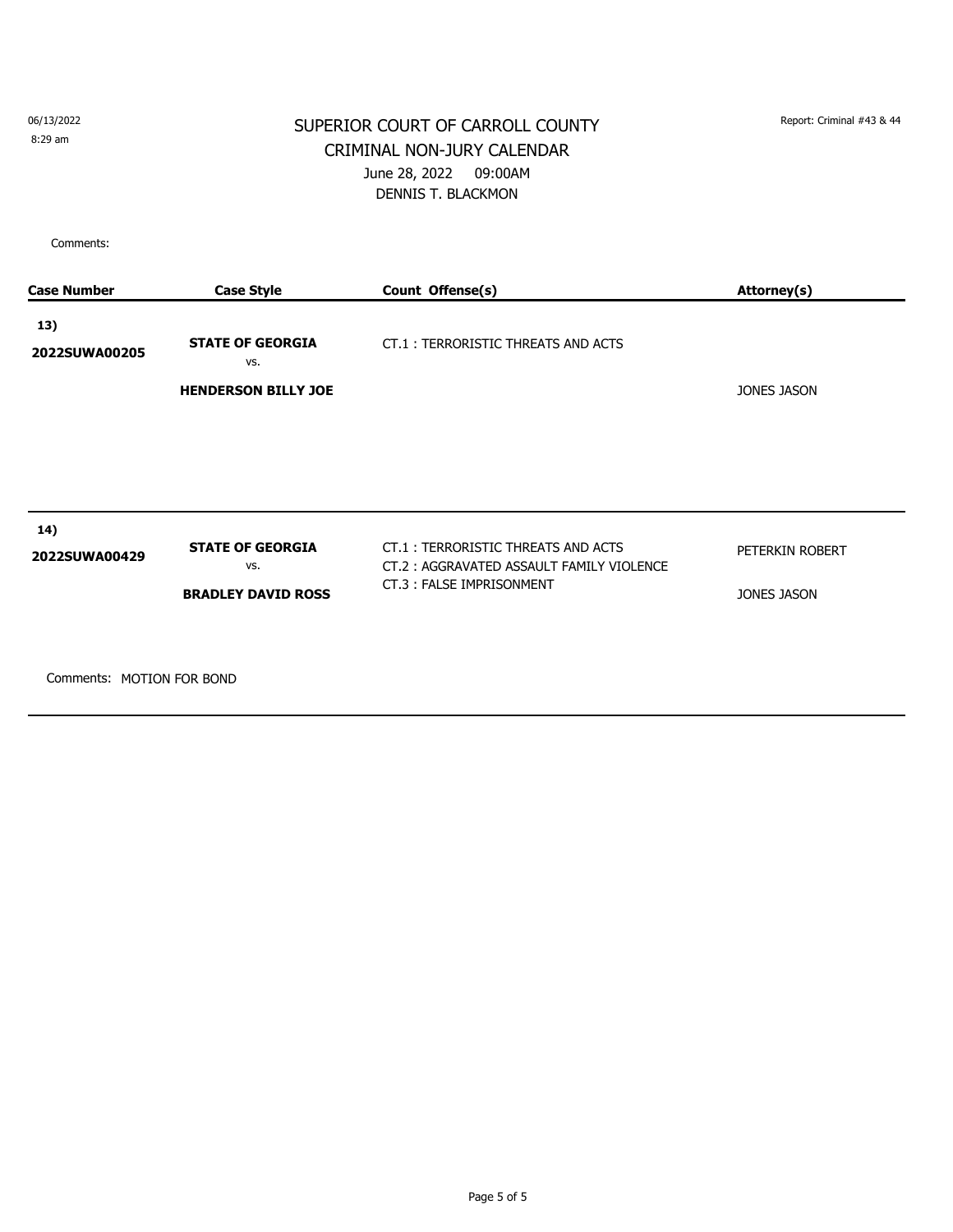06/13/2022
8:29 am

Report: Criminal #43 & 44

# SUPERIOR COURT OF CARROLL COUNTY

## CRIMINAL NON-JURY CALENDAR

June 28, 2022 09:00AM

DENNIS T. BLACKMON

Comments:

| Case Number | Case Style | Count Offense(s) | Attorney(s) |
|---|---|---|---|
| 13) 2022SUWA00205 | **STATE OF GEORGIA** vs. **HENDERSON BILLY JOE** | CT.1 : TERRORISTIC THREATS AND ACTS | JONES JASON |
| 14) 2022SUWA00429 | **STATE OF GEORGIA** vs. **BRADLEY DAVID ROSS** | CT.1 : TERRORISTIC THREATS AND ACTS<br>CT.2 : AGGRAVATED ASSAULT FAMILY VIOLENCE<br>CT.3 : FALSE IMPRISONMENT | PETERKIN ROBERT<br>JONES JASON |

Comments: MOTION FOR BOND